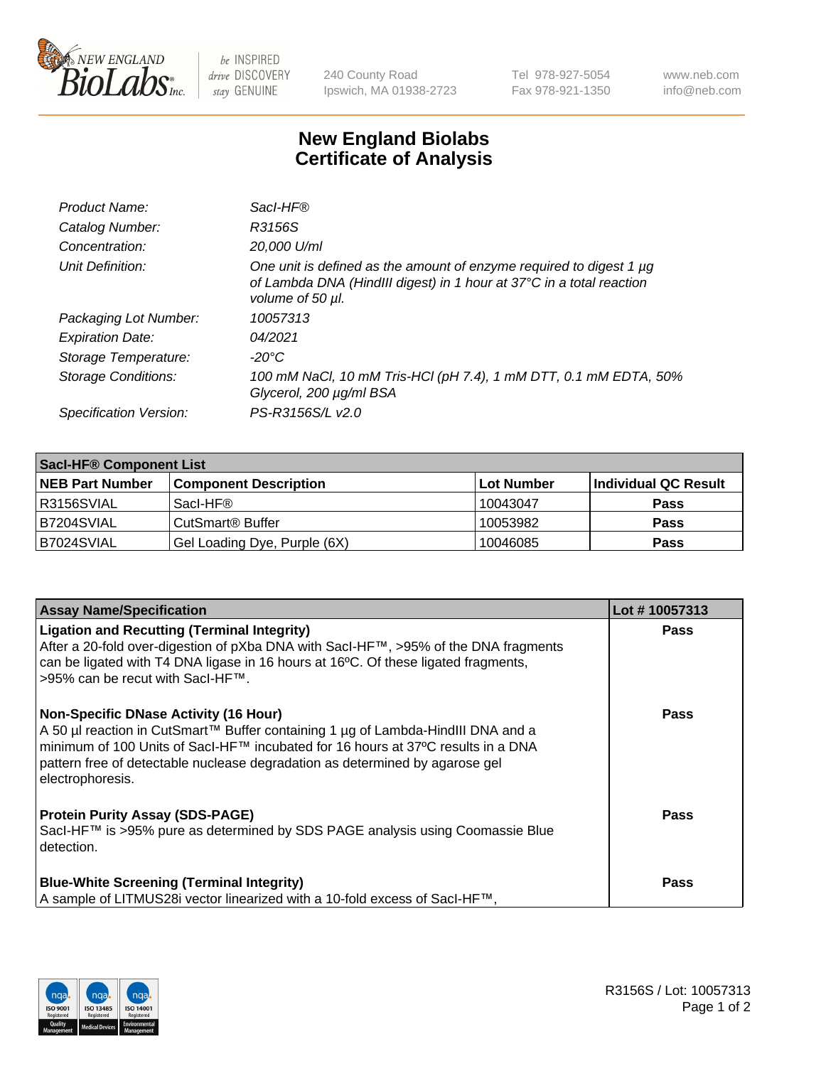# New England Biolabs Certificate of Analysis

| | |
|---|---|
| *Product Name:* | *SacI-HF®* |
| *Catalog Number:* | *R3156S* |
| *Concentration:* | *20,000 U/ml* |
| *Unit Definition:* | *One unit is defined as the amount of enzyme required to digest 1 µg of Lambda DNA (HindIII digest) in 1 hour at 37°C in a total reaction volume of 50 µl.* |
| *Packaging Lot Number:* | *10057313* |
| *Expiration Date:* | *04/2021* |
| *Storage Temperature:* | *-20°C* |
| *Storage Conditions:* | *100 mM NaCl, 10 mM Tris-HCl (pH 7.4), 1 mM DTT, 0.1 mM EDTA, 50% Glycerol, 200 µg/ml BSA* |
| *Specification Version:* | *PS-R3156S/L v2.0* |

| SacI-HF® Component List | | | |
|---|---|---|---|
| **NEB Part Number** | **Component Description** | **Lot Number** | **Individual QC Result** |
| R3156SVIAL | SacI-HF® | 10043047 | **Pass** |
| B7204SVIAL | CutSmart® Buffer | 10053982 | **Pass** |
| B7024SVIAL | Gel Loading Dye, Purple (6X) | 10046085 | **Pass** |

| Assay Name/Specification | Lot # 10057313 |
|---|---|
| **Ligation and Recutting (Terminal Integrity)**<br>After a 20-fold over-digestion of pXba DNA with SacI-HF™, >95% of the DNA fragments can be ligated with T4 DNA ligase in 16 hours at 16ºC. Of these ligated fragments, >95% can be recut with SacI-HF™. | **Pass** |
| **Non-Specific DNase Activity (16 Hour)**<br>A 50 µl reaction in CutSmart™ Buffer containing 1 µg of Lambda-HindIII DNA and a minimum of 100 Units of SacI-HF™ incubated for 16 hours at 37ºC results in a DNA pattern free of detectable nuclease degradation as determined by agarose gel electrophoresis. | **Pass** |
| **Protein Purity Assay (SDS-PAGE)**<br>SacI-HF™ is >95% pure as determined by SDS PAGE analysis using Coomassie Blue detection. | **Pass** |
| **Blue-White Screening (Terminal Integrity)**<br>A sample of LITMUS28i vector linearized with a 10-fold excess of SacI-HF™, | **Pass** |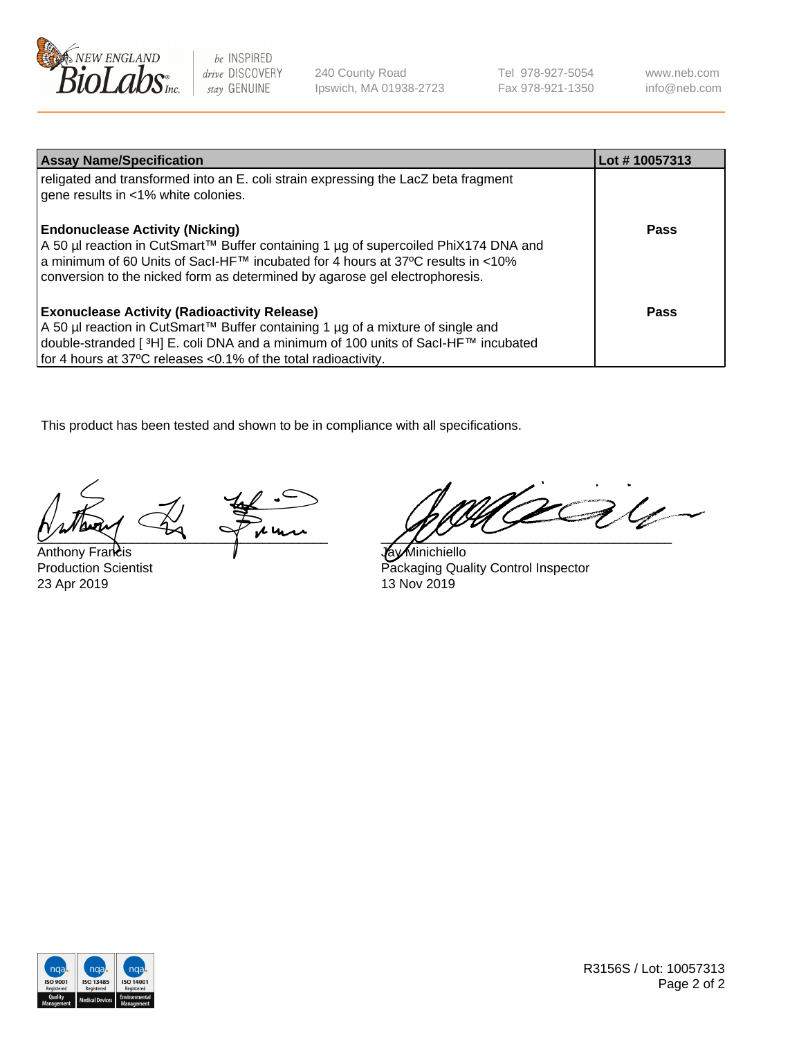| Assay Name/Specification | Lot # 10057313 |
| --- | --- |
| religated and transformed into an E. coli strain expressing the LacZ beta fragment gene results in <1% white colonies. | |
| **Endonuclease Activity (Nicking)**<br>A 50 µl reaction in CutSmart™ Buffer containing 1 µg of supercoiled PhiX174 DNA and a minimum of 60 Units of SacI-HF™ incubated for 4 hours at 37ºC results in <10% conversion to the nicked form as determined by agarose gel electrophoresis. | **Pass** |
| **Exonuclease Activity (Radioactivity Release)**<br>A 50 µl reaction in CutSmart™ Buffer containing 1 µg of a mixture of single and double-stranded [ $^3$H] E. coli DNA and a minimum of 100 units of SacI-HF™ incubated for 4 hours at 37ºC releases <0.1% of the total radioactivity. | **Pass** |

This product has been tested and shown to be in compliance with all specifications.

Anthony Francis
Production Scientist
23 Apr 2019

Jay Minichiello
Packaging Quality Control Inspector
13 Nov 2019

R3156S / Lot: 10057313